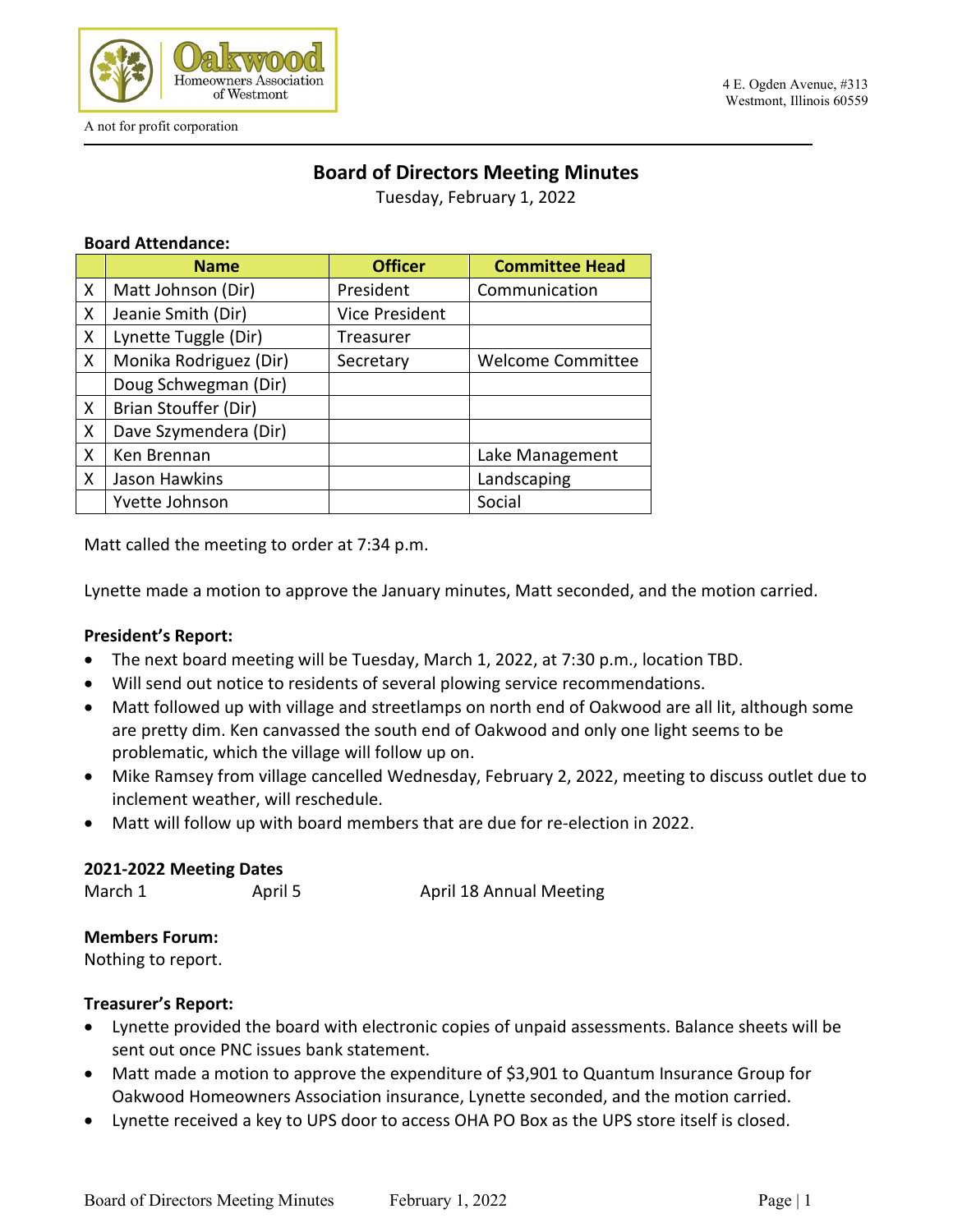Oakwood Homeowners Association of Westmont

A not for profit corporation

4 E. Ogden Avenue, #313
Westmont, Illinois 60559

# Board of Directors Meeting Minutes

Tuesday, February 1, 2022

**Board Attendance:**

| | Name | Officer | Committee Head |
|---|---|---|---|
| X | Matt Johnson (Dir) | President | Communication |
| X | Jeanie Smith (Dir) | Vice President | |
| X | Lynette Tuggle (Dir) | Treasurer | |
| X | Monika Rodriguez (Dir) | Secretary | Welcome Committee |
| | Doug Schwegman (Dir) | | |
| X | Brian Stouffer (Dir) | | |
| X | Dave Szymendera (Dir) | | |
| X | Ken Brennan | | Lake Management |
| X | Jason Hawkins | | Landscaping |
| | Yvette Johnson | | Social |

Matt called the meeting to order at 7:34 p.m.

Lynette made a motion to approve the January minutes, Matt seconded, and the motion carried.

**President's Report:**

- The next board meeting will be Tuesday, March 1, 2022, at 7:30 p.m., location TBD.
- Will send out notice to residents of several plowing service recommendations.
- Matt followed up with village and streetlamps on north end of Oakwood are all lit, although some are pretty dim. Ken canvassed the south end of Oakwood and only one light seems to be problematic, which the village will follow up on.
- Mike Ramsey from village cancelled Wednesday, February 2, 2022, meeting to discuss outlet due to inclement weather, will reschedule.
- Matt will follow up with board members that are due for re-election in 2022.

**2021-2022 Meeting Dates**

March 1    April 5    April 18 Annual Meeting

**Members Forum:**

Nothing to report.

**Treasurer's Report:**

- Lynette provided the board with electronic copies of unpaid assessments. Balance sheets will be sent out once PNC issues bank statement.
- Matt made a motion to approve the expenditure of $3,901 to Quantum Insurance Group for Oakwood Homeowners Association insurance, Lynette seconded, and the motion carried.
- Lynette received a key to UPS door to access OHA PO Box as the UPS store itself is closed.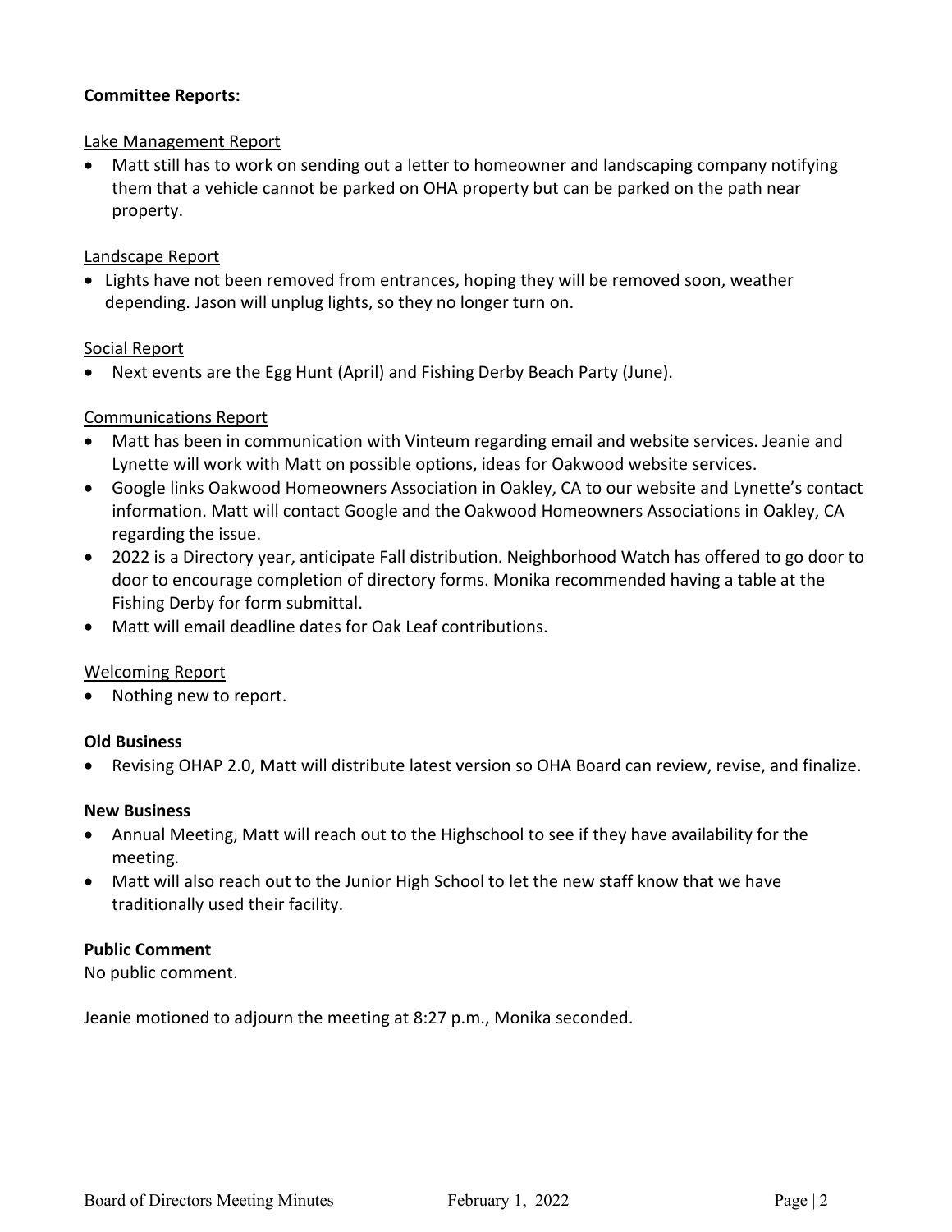**Committee Reports:**

Lake Management Report

- Matt still has to work on sending out a letter to homeowner and landscaping company notifying them that a vehicle cannot be parked on OHA property but can be parked on the path near property.

Landscape Report

- Lights have not been removed from entrances, hoping they will be removed soon, weather depending. Jason will unplug lights, so they no longer turn on.

Social Report

- Next events are the Egg Hunt (April) and Fishing Derby Beach Party (June).

Communications Report

- Matt has been in communication with Vinteum regarding email and website services. Jeanie and Lynette will work with Matt on possible options, ideas for Oakwood website services.
- Google links Oakwood Homeowners Association in Oakley, CA to our website and Lynette's contact information. Matt will contact Google and the Oakwood Homeowners Associations in Oakley, CA regarding the issue.
- 2022 is a Directory year, anticipate Fall distribution. Neighborhood Watch has offered to go door to door to encourage completion of directory forms. Monika recommended having a table at the Fishing Derby for form submittal.
- Matt will email deadline dates for Oak Leaf contributions.

Welcoming Report

- Nothing new to report.

**Old Business**

- Revising OHAP 2.0, Matt will distribute latest version so OHA Board can review, revise, and finalize.

**New Business**

- Annual Meeting, Matt will reach out to the Highschool to see if they have availability for the meeting.
- Matt will also reach out to the Junior High School to let the new staff know that we have traditionally used their facility.

**Public Comment**

No public comment.

Jeanie motioned to adjourn the meeting at 8:27 p.m., Monika seconded.